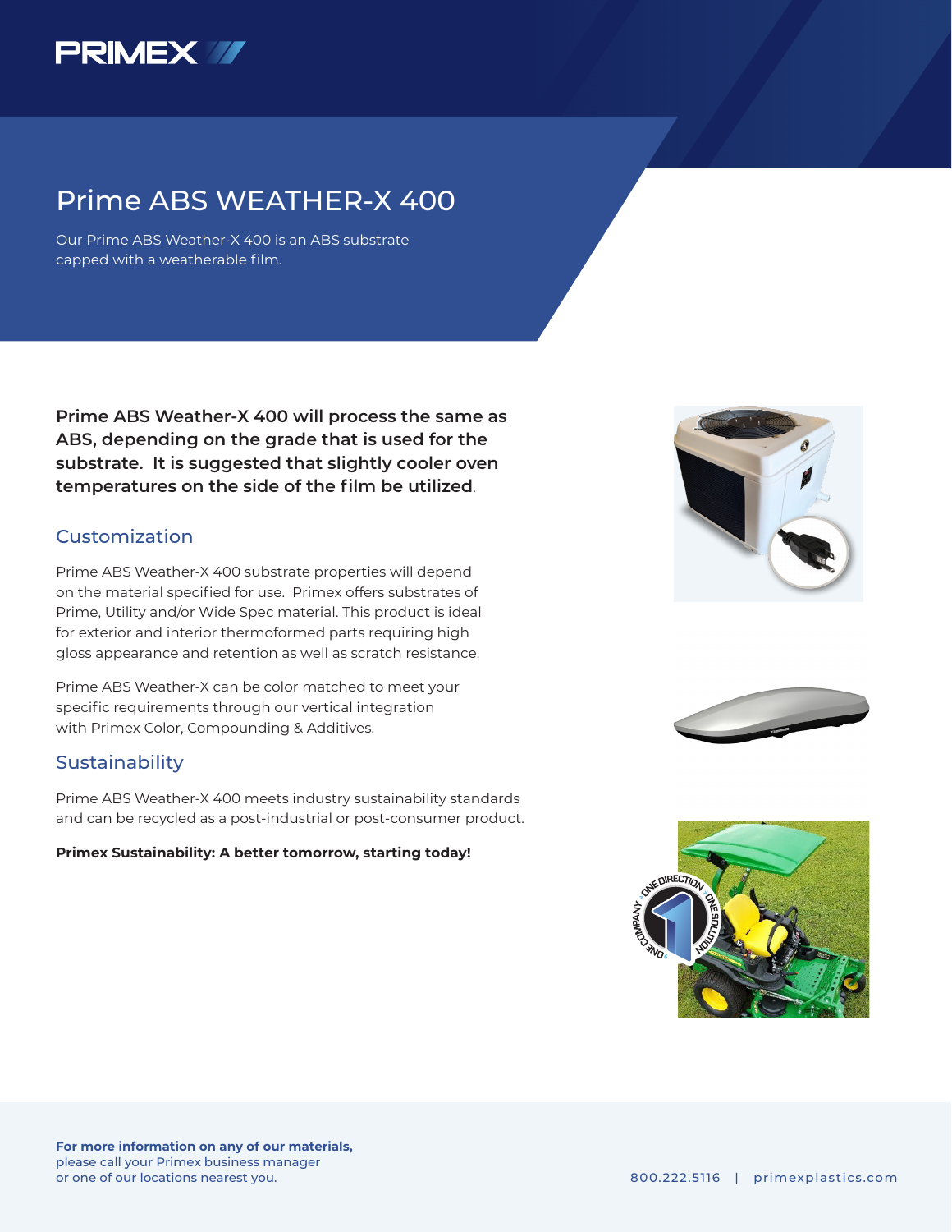PRIMEX

# Prime ABS WEATHER-X 400

Our Prime ABS Weather-X 400 is an ABS substrate capped with a weatherable film.

**Prime ABS Weather-X 400 will process the same as ABS, depending on the grade that is used for the substrate. It is suggested that slightly cooler oven temperatures on the side of the film be utilized**.

## Customization

Prime ABS Weather-X 400 substrate properties will depend on the material specified for use. Primex offers substrates of Prime, Utility and/or Wide Spec material. This product is ideal for exterior and interior thermoformed parts requiring high gloss appearance and retention as well as scratch resistance.

Prime ABS Weather-X can be color matched to meet your specific requirements through our vertical integration with Primex Color, Compounding & Additives.

## Sustainability

Prime ABS Weather-X 400 meets industry sustainability standards and can be recycled as a post-industrial or post-consumer product.

**Primex Sustainability: A better tomorrow, starting today!**

**For more information on any of our materials,**
please call your Primex business manager
or one of our locations nearest you.

800.222.5116 | primexplastics.com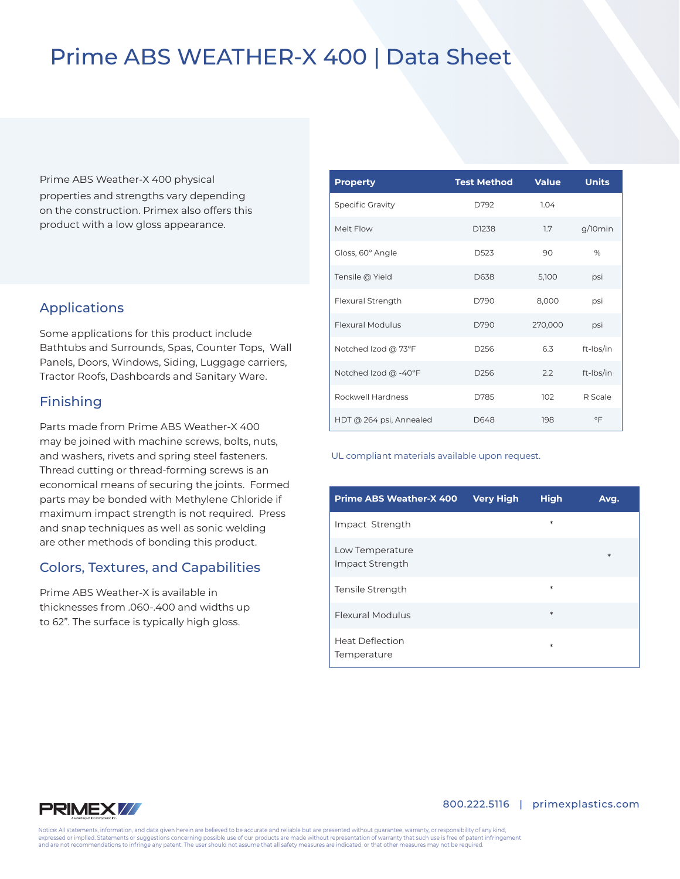# Prime ABS WEATHER-X 400 | Data Sheet

Prime ABS Weather-X 400 physical properties and strengths vary depending on the construction. Primex also offers this product with a low gloss appearance.

| Property | Test Method | Value | Units |
|---|---|---|---|
| Specific Gravity | D792 | 1.04 | |
| Melt Flow | D1238 | 1.7 | g/10min |
| Gloss, 60° Angle | D523 | 90 | % |
| Tensile @ Yield | D638 | 5,100 | psi |
| Flexural Strength | D790 | 8,000 | psi |
| Flexural Modulus | D790 | 270,000 | psi |
| Notched Izod @ 73°F | D256 | 6.3 | ft-lbs/in |
| Notched Izod @ -40°F | D256 | 2.2 | ft-lbs/in |
| Rockwell Hardness | D785 | 102 | R Scale |
| HDT @ 264 psi, Annealed | D648 | 198 | °F |

UL compliant materials available upon request.

## Applications

Some applications for this product include Bathtubs and Surrounds, Spas, Counter Tops, Wall Panels, Doors, Windows, Siding, Luggage carriers, Tractor Roofs, Dashboards and Sanitary Ware.

## Finishing

Parts made from Prime ABS Weather-X 400 may be joined with machine screws, bolts, nuts, and washers, rivets and spring steel fasteners. Thread cutting or thread-forming screws is an economical means of securing the joints. Formed parts may be bonded with Methylene Chloride if maximum impact strength is not required. Press and snap techniques as well as sonic welding are other methods of bonding this product.

## Colors, Textures, and Capabilities

Prime ABS Weather-X is available in thicknesses from .060-.400 and widths up to 62". The surface is typically high gloss.

| Prime ABS Weather-X 400 | Very High | High | Avg. |
|---|---|---|---|
| Impact Strength | | * | |
| Low Temperature Impact Strength | | | * |
| Tensile Strength | | * | |
| Flexural Modulus | | * | |
| Heat Deflection Temperature | | * | |

PRIMEX

800.222.5116 | primexplastics.com

Notice: All statements, information, and data given herein are believed to be accurate and reliable but are presented without guarantee, warranty, or responsibility of any kind, expressed or implied. Statements or suggestions concerning possible use of our products are made without representation of warranty that such use is free of patent infringement and are not recommendations to infringe any patent. The user should not assume that all safety measures are indicated, or that other measures may not be required.